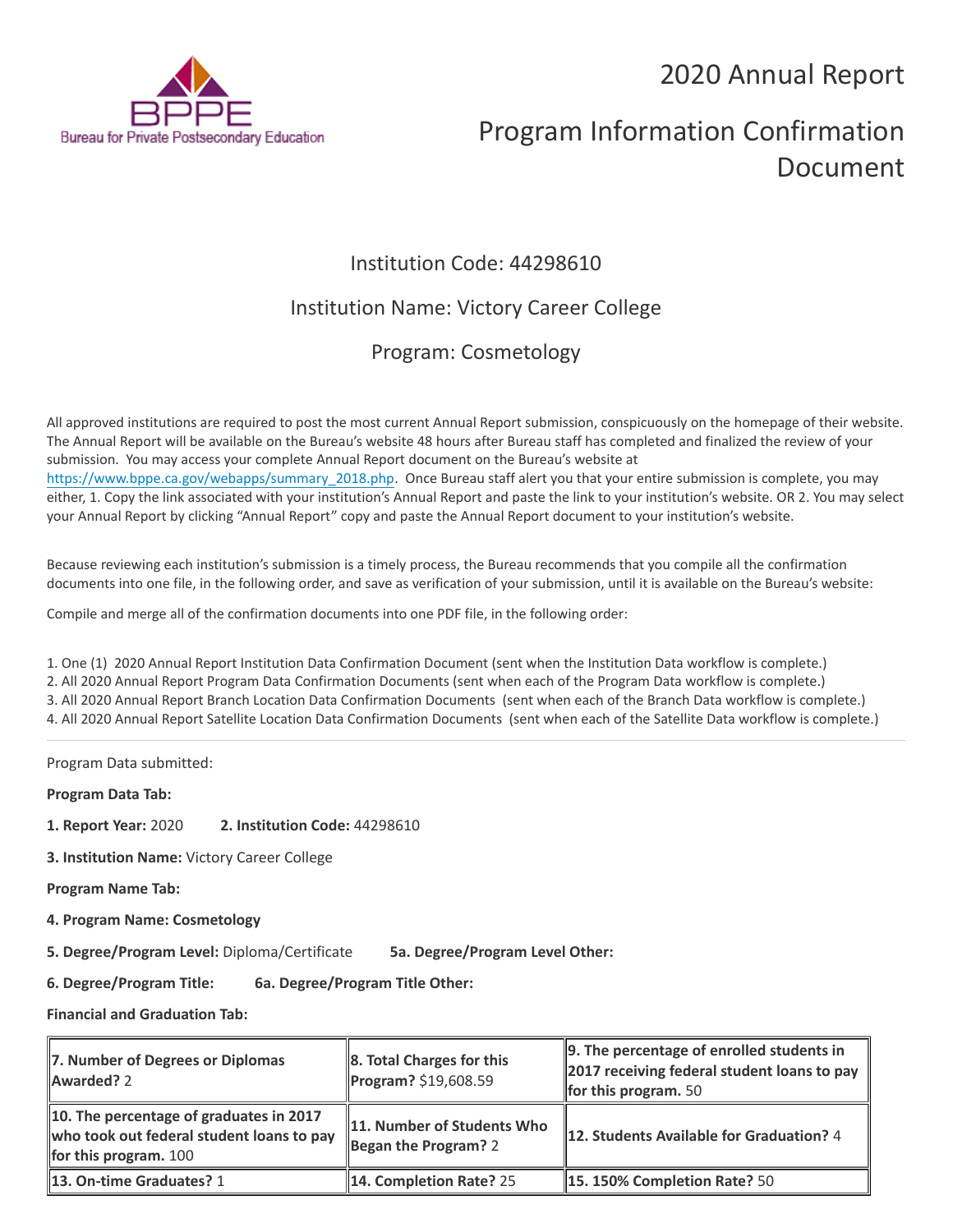BPPE
Bureau for Private Postsecondary Education

# 2020 Annual Report

# Program Information Confirmation Document

## Institution Code: 44298610

## Institution Name: Victory Career College

## Program: Cosmetology

All approved institutions are required to post the most current Annual Report submission, conspicuously on the homepage of their website. The Annual Report will be available on the Bureau's website 48 hours after Bureau staff has completed and finalized the review of your submission. You may access your complete Annual Report document on the Bureau's website at https://www.bppe.ca.gov/webapps/summary_2018.php. Once Bureau staff alert you that your entire submission is complete, you may either, 1. Copy the link associated with your institution's Annual Report and paste the link to your institution's website. OR 2. You may select your Annual Report by clicking "Annual Report" copy and paste the Annual Report document to your institution's website.

Because reviewing each institution's submission is a timely process, the Bureau recommends that you compile all the confirmation documents into one file, in the following order, and save as verification of your submission, until it is available on the Bureau's website:

Compile and merge all of the confirmation documents into one PDF file, in the following order:

1. One (1) 2020 Annual Report Institution Data Confirmation Document (sent when the Institution Data workflow is complete.)
2. All 2020 Annual Report Program Data Confirmation Documents (sent when each of the Program Data workflow is complete.)
3. All 2020 Annual Report Branch Location Data Confirmation Documents (sent when each of the Branch Data workflow is complete.)
4. All 2020 Annual Report Satellite Location Data Confirmation Documents (sent when each of the Satellite Data workflow is complete.)

---

Program Data submitted:

**Program Data Tab:**

**1. Report Year:** 2020 **2. Institution Code:** 44298610

**3. Institution Name:** Victory Career College

**Program Name Tab:**

**4. Program Name: Cosmetology**

**5. Degree/Program Level:** Diploma/Certificate **5a. Degree/Program Level Other:**

**6. Degree/Program Title:** **6a. Degree/Program Title Other:**

**Financial and Graduation Tab:**

| **7. Number of Degrees or Diplomas Awarded?** 2 | **8. Total Charges for this Program?** $19,608.59 | **9. The percentage of enrolled students in 2017 receiving federal student loans to pay for this program.** 50 |
|---|---|---|
| **10. The percentage of graduates in 2017 who took out federal student loans to pay for this program.** 100 | **11. Number of Students Who Began the Program?** 2 | **12. Students Available for Graduation?** 4 |
| **13. On-time Graduates?** 1 | **14. Completion Rate?** 25 | **15. 150% Completion Rate?** 50 |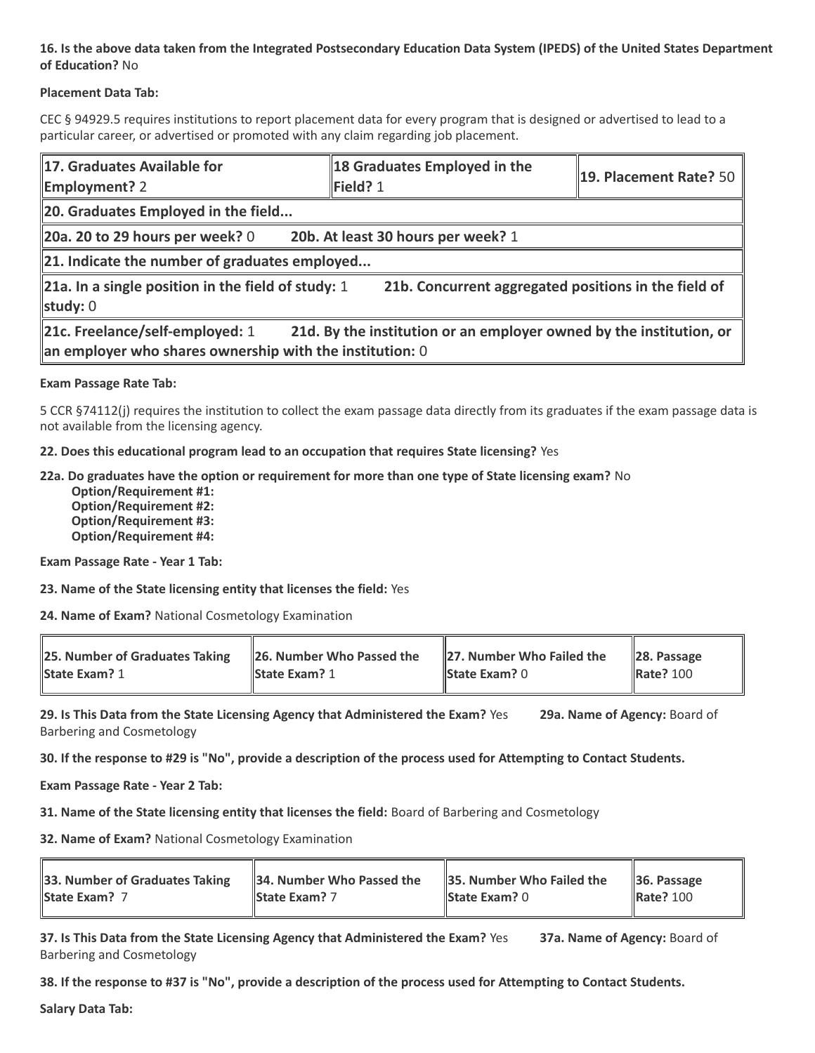**16. Is the above data taken from the Integrated Postsecondary Education Data System (IPEDS) of the United States Department of Education?** No

**Placement Data Tab:**

CEC § 94929.5 requires institutions to report placement data for every program that is designed or advertised to lead to a particular career, or advertised or promoted with any claim regarding job placement.

| **17. Graduates Available for Employment?** 2 | **18 Graduates Employed in the Field?** 1 | **19. Placement Rate?** 50 |
|---|---|---|
| **20. Graduates Employed in the field...** | | |
| **20a. 20 to 29 hours per week?** 0 **20b. At least 30 hours per week?** 1 | | |
| **21. Indicate the number of graduates employed...** | | |
| **21a. In a single position in the field of study:** 1 **21b. Concurrent aggregated positions in the field of study:** 0 | | |
| **21c. Freelance/self-employed:** 1 **21d. By the institution or an employer owned by the institution, or an employer who shares ownership with the institution:** 0 | | |

**Exam Passage Rate Tab:**

5 CCR §74112(j) requires the institution to collect the exam passage data directly from its graduates if the exam passage data is not available from the licensing agency.

**22. Does this educational program lead to an occupation that requires State licensing?** Yes

**22a. Do graduates have the option or requirement for more than one type of State licensing exam?** No
- **Option/Requirement #1:**
- **Option/Requirement #2:**
- **Option/Requirement #3:**
- **Option/Requirement #4:**

**Exam Passage Rate - Year 1 Tab:**

**23. Name of the State licensing entity that licenses the field:** Yes

**24. Name of Exam?** National Cosmetology Examination

| **25. Number of Graduates Taking State Exam?** 1 | **26. Number Who Passed the State Exam?** 1 | **27. Number Who Failed the State Exam?** 0 | **28. Passage Rate?** 100 |
|---|---|---|---|

**29. Is This Data from the State Licensing Agency that Administered the Exam?** Yes **29a. Name of Agency:** Board of Barbering and Cosmetology

**30. If the response to #29 is "No", provide a description of the process used for Attempting to Contact Students.**

**Exam Passage Rate - Year 2 Tab:**

**31. Name of the State licensing entity that licenses the field:** Board of Barbering and Cosmetology

**32. Name of Exam?** National Cosmetology Examination

| **33. Number of Graduates Taking State Exam?** 7 | **34. Number Who Passed the State Exam?** 7 | **35. Number Who Failed the State Exam?** 0 | **36. Passage Rate?** 100 |
|---|---|---|---|

**37. Is This Data from the State Licensing Agency that Administered the Exam?** Yes **37a. Name of Agency:** Board of Barbering and Cosmetology

**38. If the response to #37 is "No", provide a description of the process used for Attempting to Contact Students.**

**Salary Data Tab:**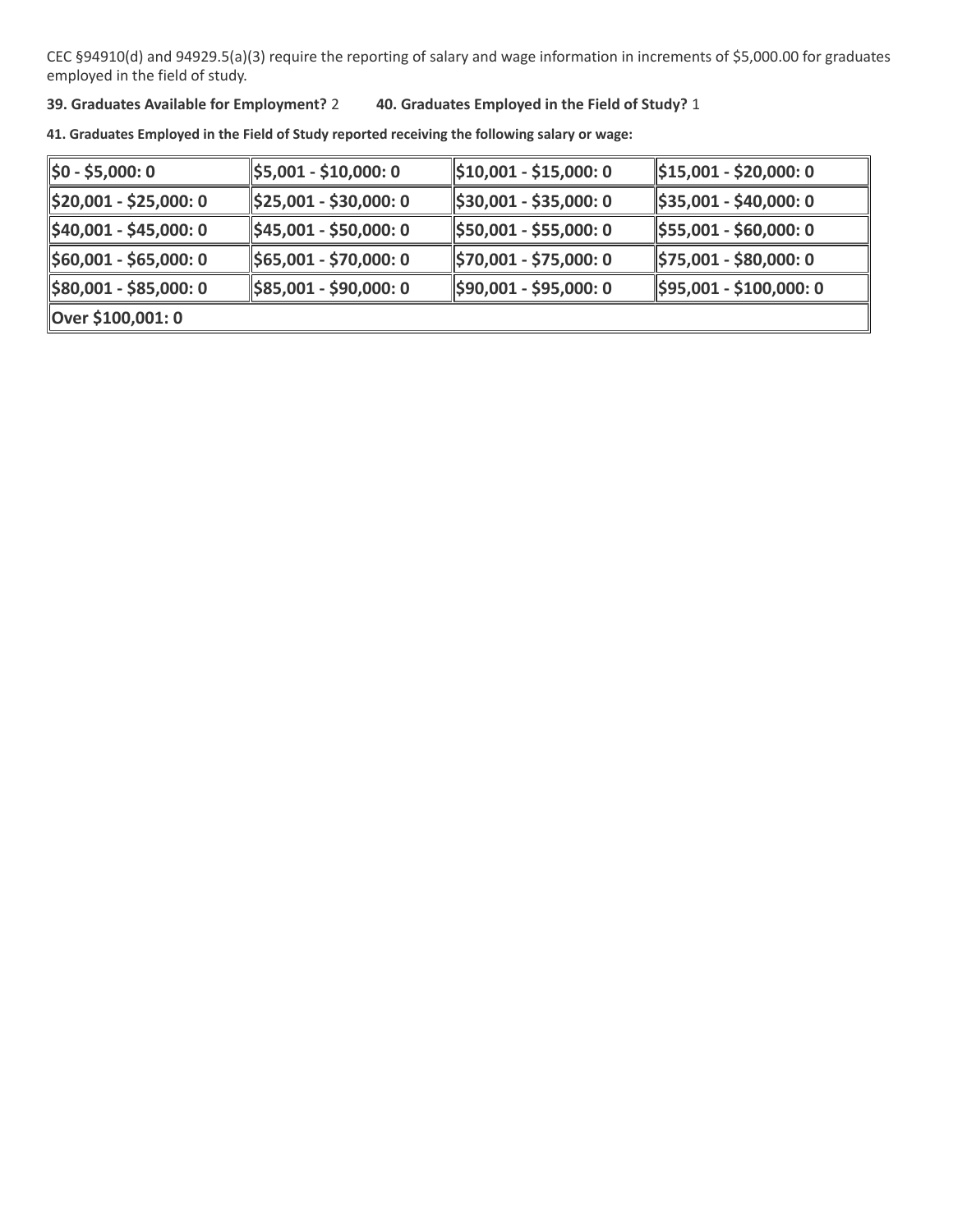CEC §94910(d) and 94929.5(a)(3) require the reporting of salary and wage information in increments of $5,000.00 for graduates employed in the field of study.

**39. Graduates Available for Employment?** 2 **40. Graduates Employed in the Field of Study?** 1

**41. Graduates Employed in the Field of Study reported receiving the following salary or wage:**

| | | | |
|---|---|---|---|
| **$0 - $5,000: 0** | **$5,001 - $10,000: 0** | **$10,001 - $15,000: 0** | **$15,001 - $20,000: 0** |
| **$20,001 - $25,000: 0** | **$25,001 - $30,000: 0** | **$30,001 - $35,000: 0** | **$35,001 - $40,000: 0** |
| **$40,001 - $45,000: 0** | **$45,001 - $50,000: 0** | **$50,001 - $55,000: 0** | **$55,001 - $60,000: 0** |
| **$60,001 - $65,000: 0** | **$65,001 - $70,000: 0** | **$70,001 - $75,000: 0** | **$75,001 - $80,000: 0** |
| **$80,001 - $85,000: 0** | **$85,001 - $90,000: 0** | **$90,001 - $95,000: 0** | **$95,001 - $100,000: 0** |
| **Over $100,001: 0** | | | |